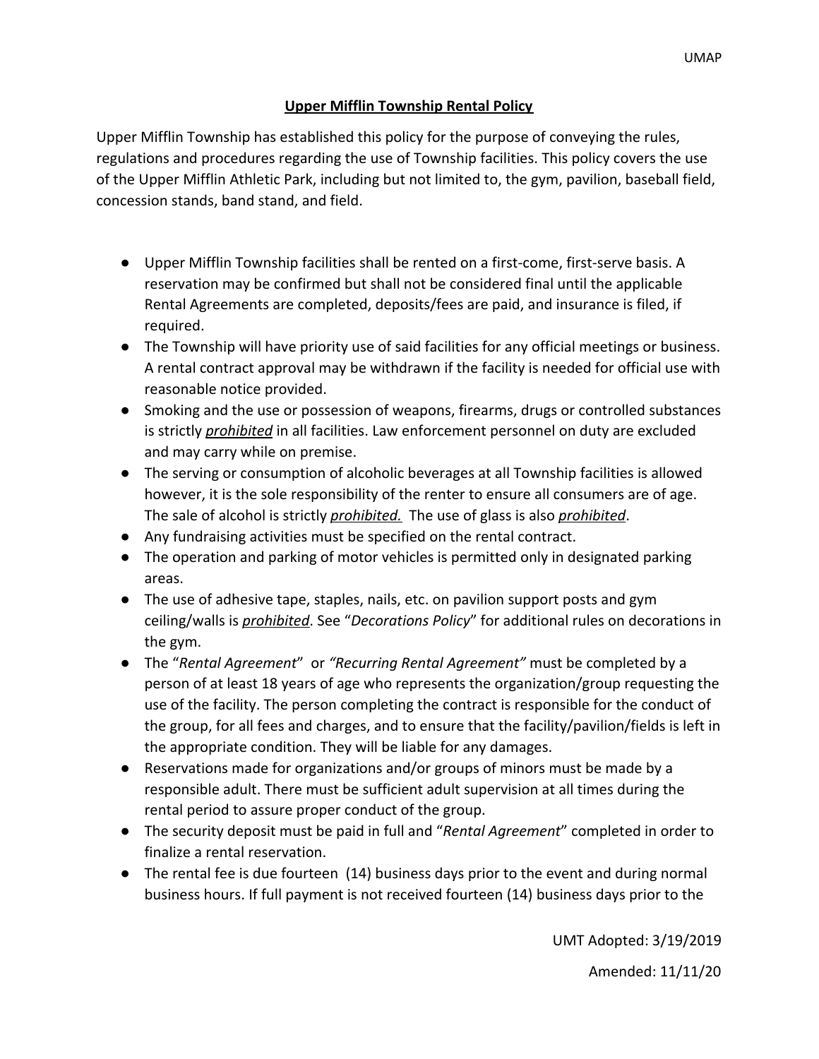## Upper Mifflin Township Rental Policy

Upper Mifflin Township has established this policy for the purpose of conveying the rules, regulations and procedures regarding the use of Township facilities. This policy covers the use of the Upper Mifflin Athletic Park, including but not limited to, the gym, pavilion, baseball field, concession stands, band stand, and field.

- Upper Mifflin Township facilities shall be rented on a first-come, first-serve basis. A reservation may be confirmed but shall not be considered final until the applicable Rental Agreements are completed, deposits/fees are paid, and insurance is filed, if required.
- The Township will have priority use of said facilities for any official meetings or business. A rental contract approval may be withdrawn if the facility is needed for official use with reasonable notice provided.
- Smoking and the use or possession of weapons, firearms, drugs or controlled substances is strictly ***prohibited*** in all facilities. Law enforcement personnel on duty are excluded and may carry while on premise.
- The serving or consumption of alcoholic beverages at all Township facilities is allowed however, it is the sole responsibility of the renter to ensure all consumers are of age. The sale of alcohol is strictly ***prohibited.*** The use of glass is also ***prohibited***.
- Any fundraising activities must be specified on the rental contract.
- The operation and parking of motor vehicles is permitted only in designated parking areas.
- The use of adhesive tape, staples, nails, etc. on pavilion support posts and gym ceiling/walls is ***prohibited***. See "*Decorations Policy*" for additional rules on decorations in the gym.
- The "*Rental Agreement*" or *"Recurring Rental Agreement"* must be completed by a person of at least 18 years of age who represents the organization/group requesting the use of the facility. The person completing the contract is responsible for the conduct of the group, for all fees and charges, and to ensure that the facility/pavilion/fields is left in the appropriate condition. They will be liable for any damages.
- Reservations made for organizations and/or groups of minors must be made by a responsible adult. There must be sufficient adult supervision at all times during the rental period to assure proper conduct of the group.
- The security deposit must be paid in full and "*Rental Agreement*" completed in order to finalize a rental reservation.
- The rental fee is due fourteen (14) business days prior to the event and during normal business hours. If full payment is not received fourteen (14) business days prior to the

UMT Adopted: 3/19/2019

Amended: 11/11/20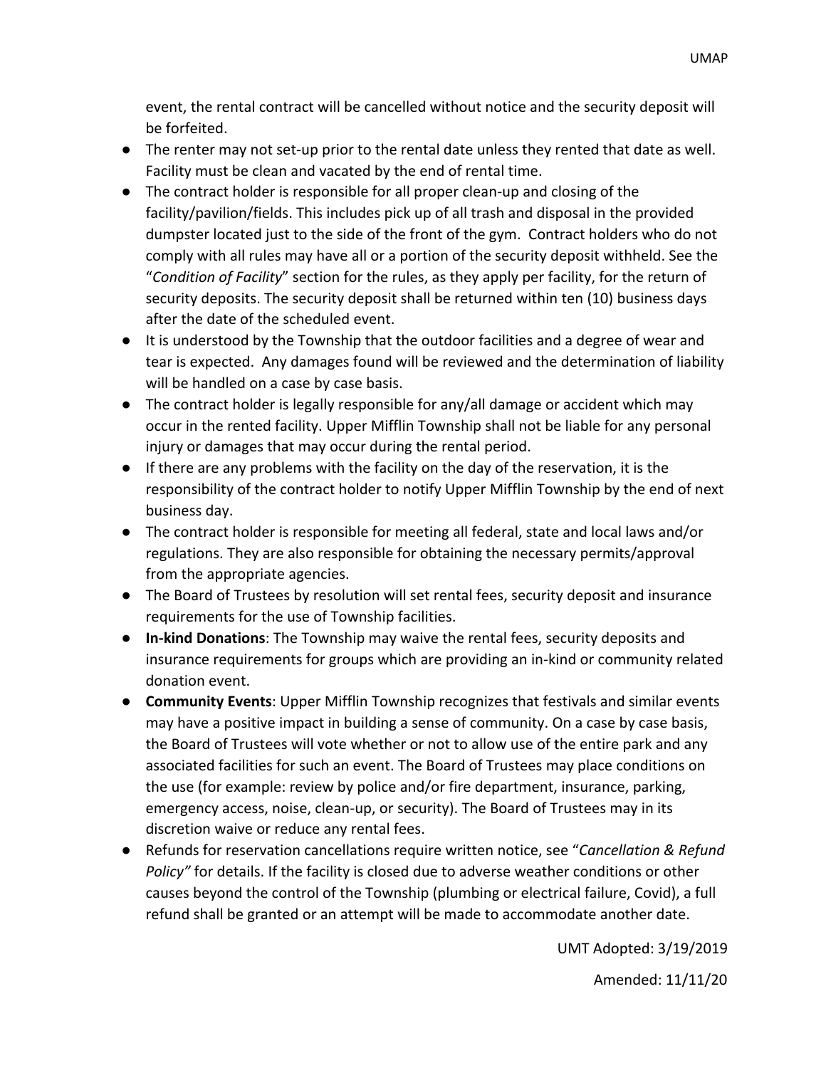event, the rental contract will be cancelled without notice and the security deposit will be forfeited.

- The renter may not set-up prior to the rental date unless they rented that date as well. Facility must be clean and vacated by the end of rental time.
- The contract holder is responsible for all proper clean-up and closing of the facility/pavilion/fields. This includes pick up of all trash and disposal in the provided dumpster located just to the side of the front of the gym. Contract holders who do not comply with all rules may have all or a portion of the security deposit withheld. See the "*Condition of Facility*" section for the rules, as they apply per facility, for the return of security deposits. The security deposit shall be returned within ten (10) business days after the date of the scheduled event.
- It is understood by the Township that the outdoor facilities and a degree of wear and tear is expected. Any damages found will be reviewed and the determination of liability will be handled on a case by case basis.
- The contract holder is legally responsible for any/all damage or accident which may occur in the rented facility. Upper Mifflin Township shall not be liable for any personal injury or damages that may occur during the rental period.
- If there are any problems with the facility on the day of the reservation, it is the responsibility of the contract holder to notify Upper Mifflin Township by the end of next business day.
- The contract holder is responsible for meeting all federal, state and local laws and/or regulations. They are also responsible for obtaining the necessary permits/approval from the appropriate agencies.
- The Board of Trustees by resolution will set rental fees, security deposit and insurance requirements for the use of Township facilities.
- **In-kind Donations**: The Township may waive the rental fees, security deposits and insurance requirements for groups which are providing an in-kind or community related donation event.
- **Community Events**: Upper Mifflin Township recognizes that festivals and similar events may have a positive impact in building a sense of community. On a case by case basis, the Board of Trustees will vote whether or not to allow use of the entire park and any associated facilities for such an event. The Board of Trustees may place conditions on the use (for example: review by police and/or fire department, insurance, parking, emergency access, noise, clean-up, or security). The Board of Trustees may in its discretion waive or reduce any rental fees.
- Refunds for reservation cancellations require written notice, see "*Cancellation & Refund Policy*" for details. If the facility is closed due to adverse weather conditions or other causes beyond the control of the Township (plumbing or electrical failure, Covid), a full refund shall be granted or an attempt will be made to accommodate another date.

UMT Adopted: 3/19/2019

Amended: 11/11/20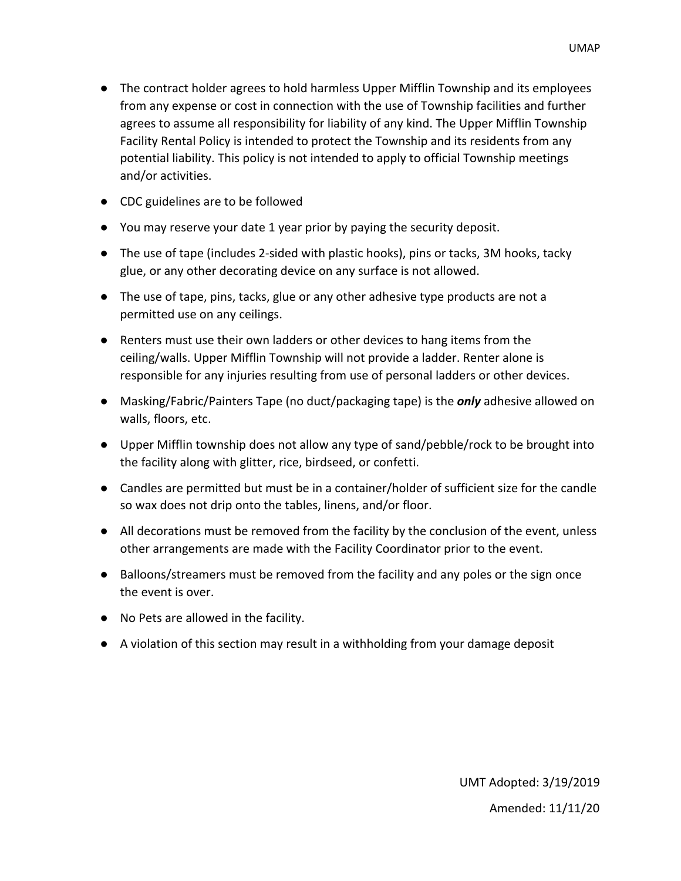- The contract holder agrees to hold harmless Upper Mifflin Township and its employees from any expense or cost in connection with the use of Township facilities and further agrees to assume all responsibility for liability of any kind. The Upper Mifflin Township Facility Rental Policy is intended to protect the Township and its residents from any potential liability. This policy is not intended to apply to official Township meetings and/or activities.
- CDC guidelines are to be followed
- You may reserve your date 1 year prior by paying the security deposit.
- The use of tape (includes 2-sided with plastic hooks), pins or tacks, 3M hooks, tacky glue, or any other decorating device on any surface is not allowed.
- The use of tape, pins, tacks, glue or any other adhesive type products are not a permitted use on any ceilings.
- Renters must use their own ladders or other devices to hang items from the ceiling/walls. Upper Mifflin Township will not provide a ladder. Renter alone is responsible for any injuries resulting from use of personal ladders or other devices.
- Masking/Fabric/Painters Tape (no duct/packaging tape) is the ***only*** adhesive allowed on walls, floors, etc.
- Upper Mifflin township does not allow any type of sand/pebble/rock to be brought into the facility along with glitter, rice, birdseed, or confetti.
- Candles are permitted but must be in a container/holder of sufficient size for the candle so wax does not drip onto the tables, linens, and/or floor.
- All decorations must be removed from the facility by the conclusion of the event, unless other arrangements are made with the Facility Coordinator prior to the event.
- Balloons/streamers must be removed from the facility and any poles or the sign once the event is over.
- No Pets are allowed in the facility.
- A violation of this section may result in a withholding from your damage deposit

UMT Adopted: 3/19/2019

Amended: 11/11/20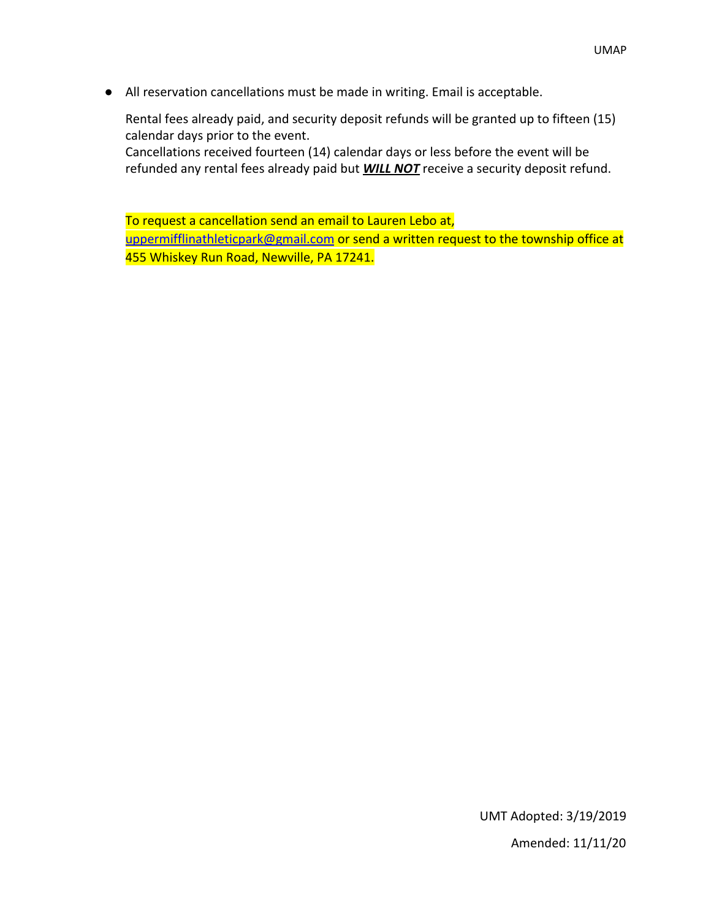- All reservation cancellations must be made in writing. Email is acceptable.

  Rental fees already paid, and security deposit refunds will be granted up to fifteen (15) calendar days prior to the event.
  Cancellations received fourteen (14) calendar days or less before the event will be refunded any rental fees already paid but ***WILL NOT*** receive a security deposit refund.

  To request a cancellation send an email to Lauren Lebo at, uppermifflinathleticpark@gmail.com or send a written request to the township office at 455 Whiskey Run Road, Newville, PA 17241.

UMT Adopted: 3/19/2019

Amended: 11/11/20